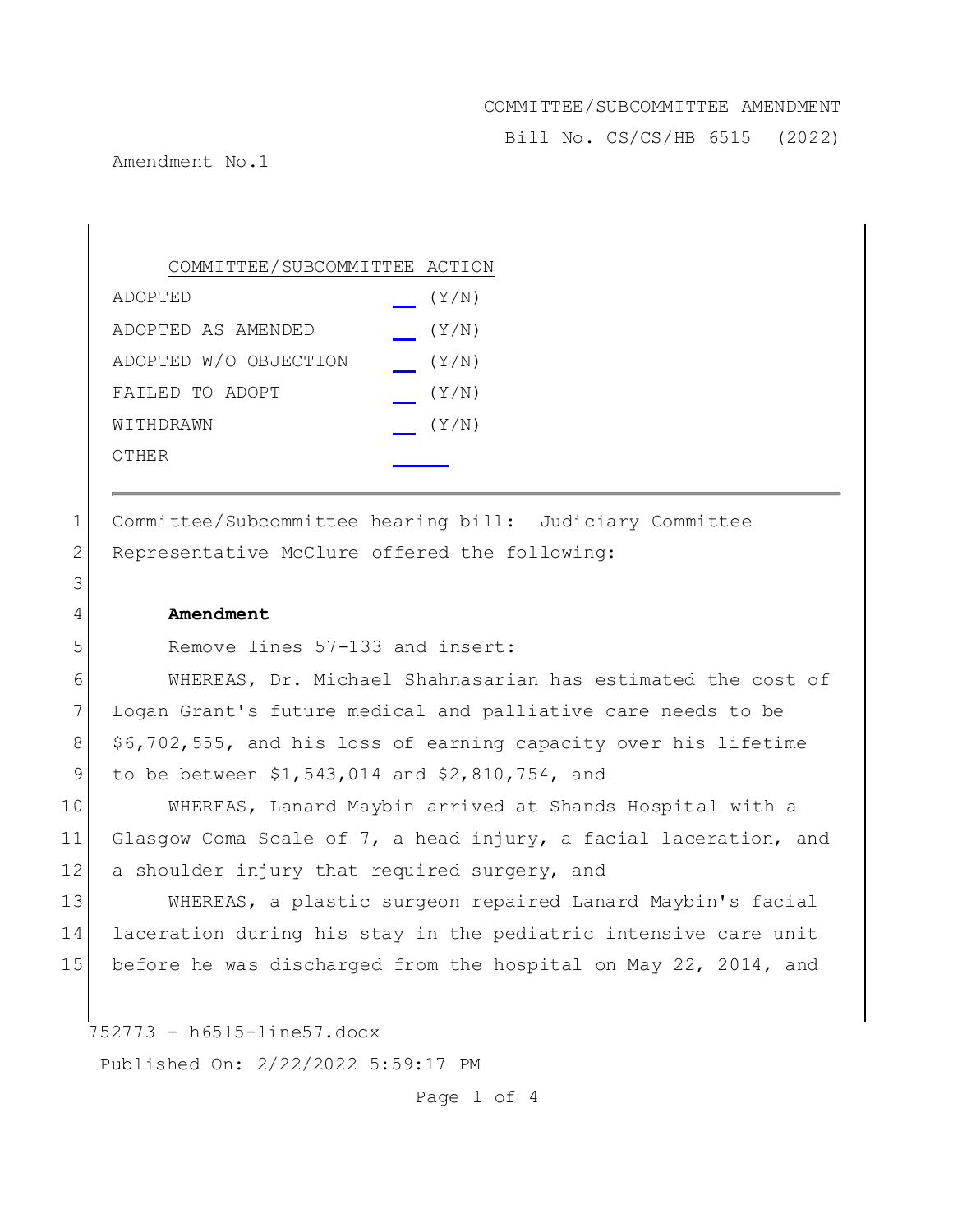COMMITTEE/SUBCOMMITTEE AMENDMENT

Bill No. CS/CS/HB 6515 (2022)

Amendment No.1

| COMMITTEE/SUBCOMMITTEE ACTION | |
|---|---|
| ADOPTED | ___ (Y/N) |
| ADOPTED AS AMENDED | ___ (Y/N) |
| ADOPTED W/O OBJECTION | ___ (Y/N) |
| FAILED TO ADOPT | ___ (Y/N) |
| WITHDRAWN | ___ (Y/N) |
| OTHER | ___ |

---

1 Committee/Subcommittee hearing bill: Judiciary Committee
2 Representative McClure offered the following:
3
4 **Amendment**
5 Remove lines 57-133 and insert:
6 WHEREAS, Dr. Michael Shahnasarian has estimated the cost of
7 Logan Grant's future medical and palliative care needs to be
8 $6,702,555, and his loss of earning capacity over his lifetime
9 to be between $1,543,014 and $2,810,754, and
10 WHEREAS, Lanard Maybin arrived at Shands Hospital with a
11 Glasgow Coma Scale of 7, a head injury, a facial laceration, and
12 a shoulder injury that required surgery, and
13 WHEREAS, a plastic surgeon repaired Lanard Maybin's facial
14 laceration during his stay in the pediatric intensive care unit
15 before he was discharged from the hospital on May 22, 2014, and

752773 - h6515-line57.docx

Published On: 2/22/2022 5:59:17 PM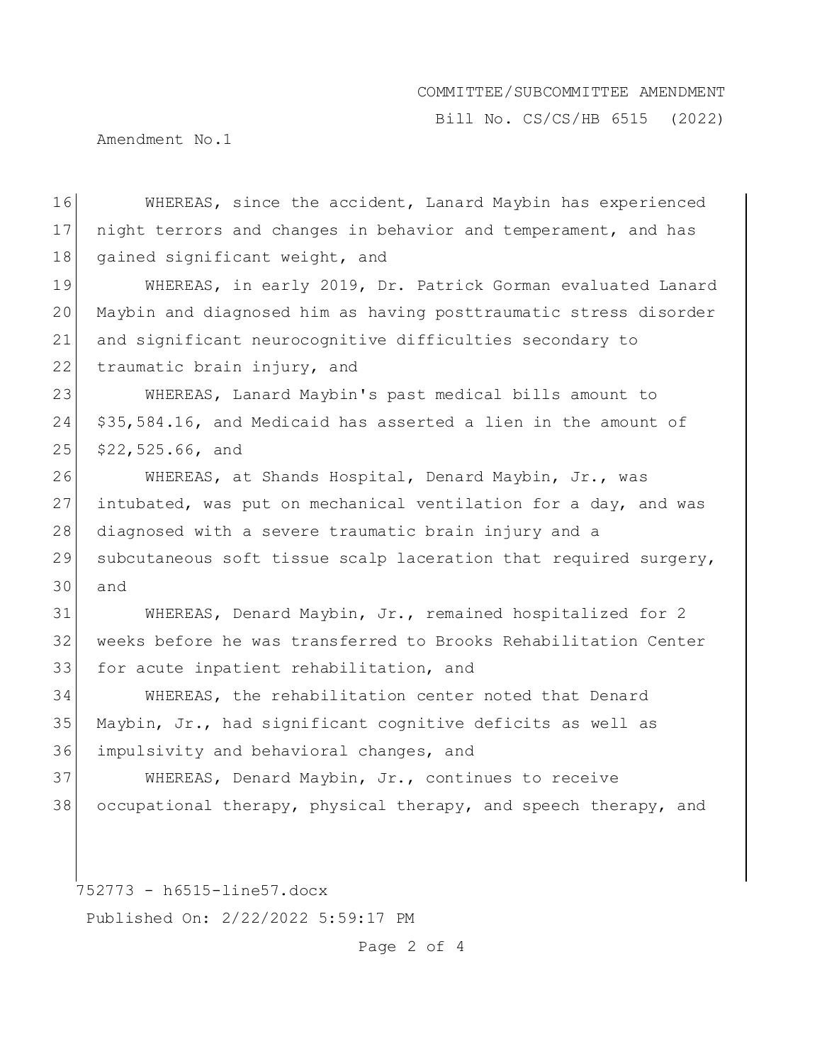WHEREAS, since the accident, Lanard Maybin has experienced night terrors and changes in behavior and temperament, and has gained significant weight, and

WHEREAS, in early 2019, Dr. Patrick Gorman evaluated Lanard Maybin and diagnosed him as having posttraumatic stress disorder and significant neurocognitive difficulties secondary to traumatic brain injury, and

WHEREAS, Lanard Maybin's past medical bills amount to $35,584.16, and Medicaid has asserted a lien in the amount of $22,525.66, and

WHEREAS, at Shands Hospital, Denard Maybin, Jr., was intubated, was put on mechanical ventilation for a day, and was diagnosed with a severe traumatic brain injury and a subcutaneous soft tissue scalp laceration that required surgery, and

WHEREAS, Denard Maybin, Jr., remained hospitalized for 2 weeks before he was transferred to Brooks Rehabilitation Center for acute inpatient rehabilitation, and

WHEREAS, the rehabilitation center noted that Denard Maybin, Jr., had significant cognitive deficits as well as impulsivity and behavioral changes, and

WHEREAS, Denard Maybin, Jr., continues to receive occupational therapy, physical therapy, and speech therapy, and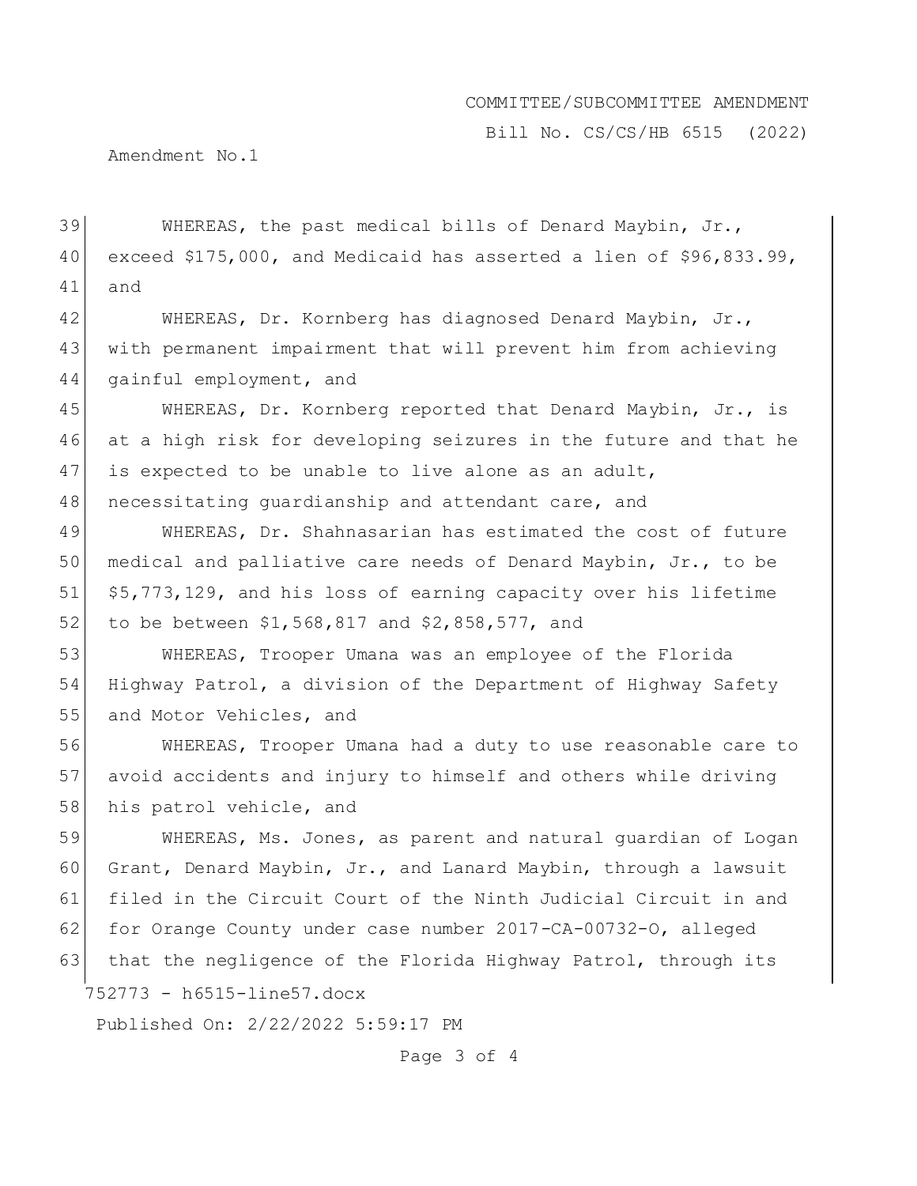WHEREAS, the past medical bills of Denard Maybin, Jr., exceed $175,000, and Medicaid has asserted a lien of $96,833.99, and

WHEREAS, Dr. Kornberg has diagnosed Denard Maybin, Jr., with permanent impairment that will prevent him from achieving gainful employment, and

WHEREAS, Dr. Kornberg reported that Denard Maybin, Jr., is at a high risk for developing seizures in the future and that he is expected to be unable to live alone as an adult, necessitating guardianship and attendant care, and

WHEREAS, Dr. Shahnasarian has estimated the cost of future medical and palliative care needs of Denard Maybin, Jr., to be $5,773,129, and his loss of earning capacity over his lifetime to be between $1,568,817 and $2,858,577, and

WHEREAS, Trooper Umana was an employee of the Florida Highway Patrol, a division of the Department of Highway Safety and Motor Vehicles, and

WHEREAS, Trooper Umana had a duty to use reasonable care to avoid accidents and injury to himself and others while driving his patrol vehicle, and

WHEREAS, Ms. Jones, as parent and natural guardian of Logan Grant, Denard Maybin, Jr., and Lanard Maybin, through a lawsuit filed in the Circuit Court of the Ninth Judicial Circuit in and for Orange County under case number 2017-CA-00732-O, alleged that the negligence of the Florida Highway Patrol, through its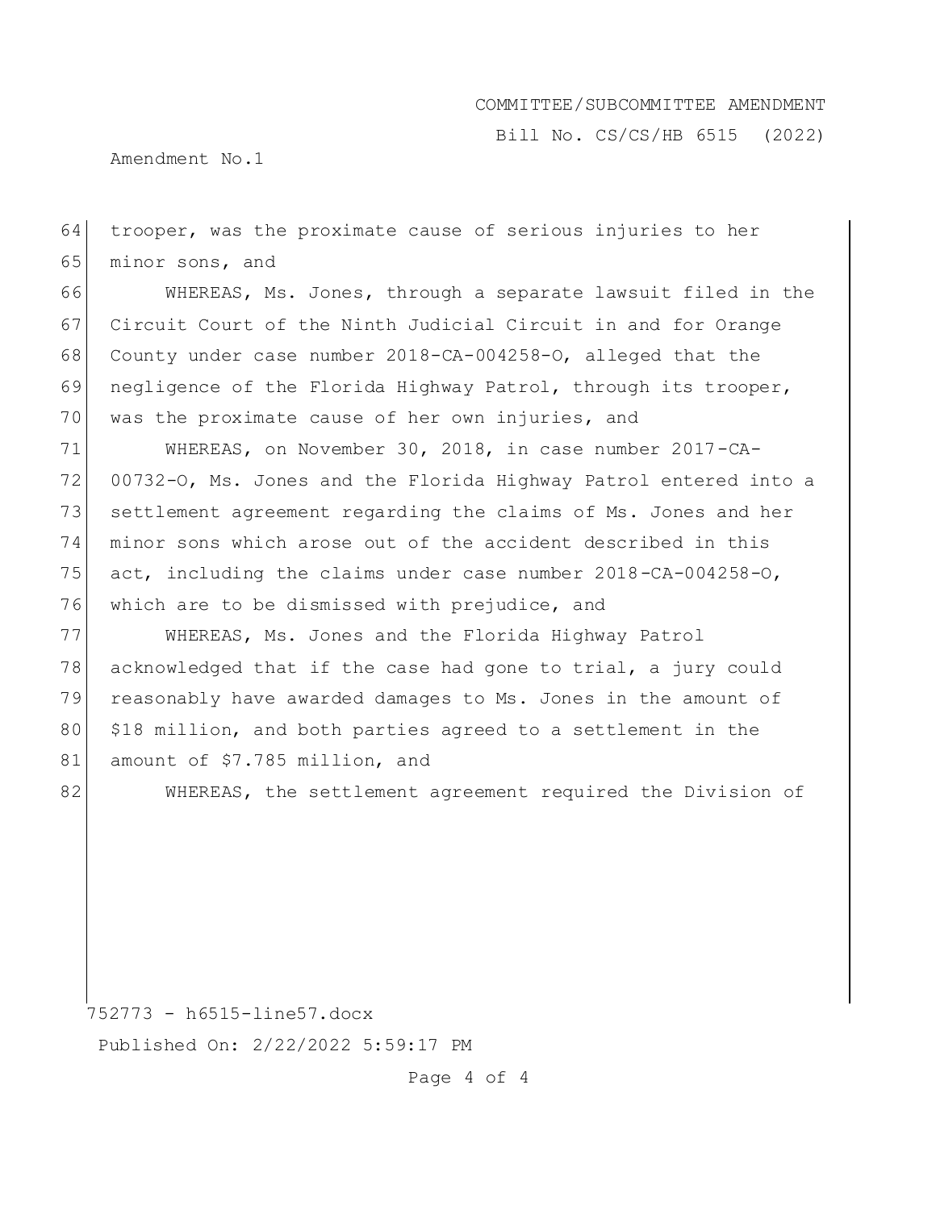trooper, was the proximate cause of serious injuries to her minor sons, and

WHEREAS, Ms. Jones, through a separate lawsuit filed in the Circuit Court of the Ninth Judicial Circuit in and for Orange County under case number 2018-CA-004258-O, alleged that the negligence of the Florida Highway Patrol, through its trooper, was the proximate cause of her own injuries, and

WHEREAS, on November 30, 2018, in case number 2017-CA-00732-O, Ms. Jones and the Florida Highway Patrol entered into a settlement agreement regarding the claims of Ms. Jones and her minor sons which arose out of the accident described in this act, including the claims under case number 2018-CA-004258-O, which are to be dismissed with prejudice, and

WHEREAS, Ms. Jones and the Florida Highway Patrol acknowledged that if the case had gone to trial, a jury could reasonably have awarded damages to Ms. Jones in the amount of $18 million, and both parties agreed to a settlement in the amount of $7.785 million, and

WHEREAS, the settlement agreement required the Division of